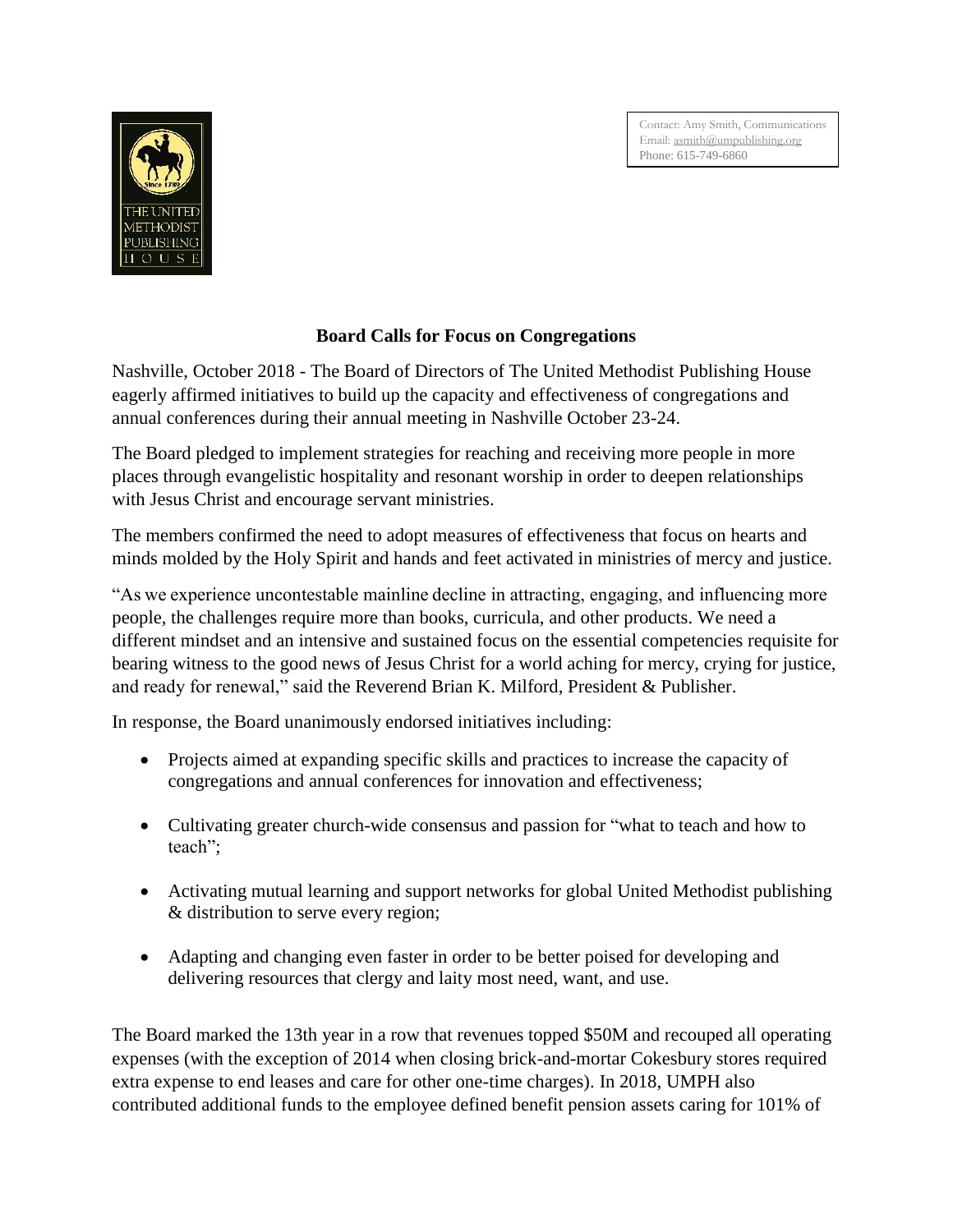THE UNITED METHODIST PUBLISHING HOUSE

Since 1789

Contact: Amy Smith, Communications
Email: asmith@umpublishing.org
Phone: 615-749-6860

## Board Calls for Focus on Congregations

Nashville, October 2018 - The Board of Directors of The United Methodist Publishing House eagerly affirmed initiatives to build up the capacity and effectiveness of congregations and annual conferences during their annual meeting in Nashville October 23-24.

The Board pledged to implement strategies for reaching and receiving more people in more places through evangelistic hospitality and resonant worship in order to deepen relationships with Jesus Christ and encourage servant ministries.

The members confirmed the need to adopt measures of effectiveness that focus on hearts and minds molded by the Holy Spirit and hands and feet activated in ministries of mercy and justice.

"As we experience uncontestable mainline decline in attracting, engaging, and influencing more people, the challenges require more than books, curricula, and other products. We need a different mindset and an intensive and sustained focus on the essential competencies requisite for bearing witness to the good news of Jesus Christ for a world aching for mercy, crying for justice, and ready for renewal," said the Reverend Brian K. Milford, President & Publisher.

In response, the Board unanimously endorsed initiatives including:

- Projects aimed at expanding specific skills and practices to increase the capacity of congregations and annual conferences for innovation and effectiveness;
- Cultivating greater church-wide consensus and passion for "what to teach and how to teach";
- Activating mutual learning and support networks for global United Methodist publishing & distribution to serve every region;
- Adapting and changing even faster in order to be better poised for developing and delivering resources that clergy and laity most need, want, and use.

The Board marked the 13th year in a row that revenues topped $50M and recouped all operating expenses (with the exception of 2014 when closing brick-and-mortar Cokesbury stores required extra expense to end leases and care for other one-time charges). In 2018, UMPH also contributed additional funds to the employee defined benefit pension assets caring for 101% of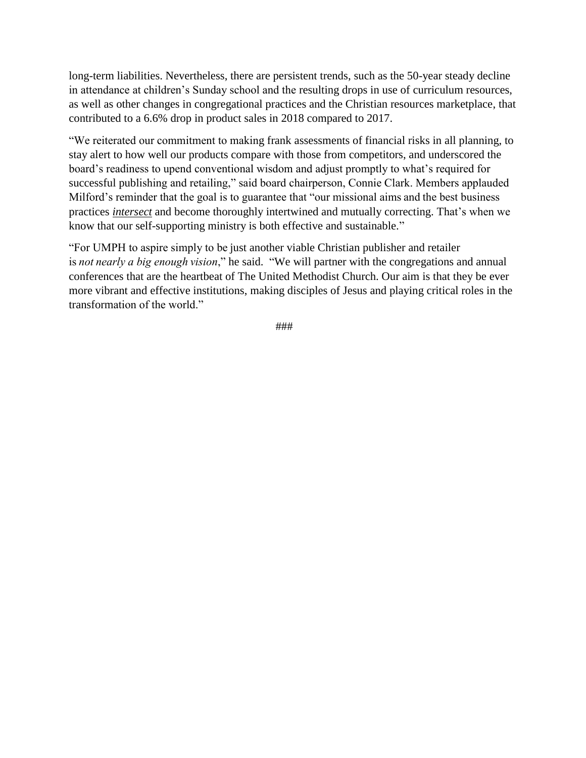long-term liabilities. Nevertheless, there are persistent trends, such as the 50-year steady decline in attendance at children's Sunday school and the resulting drops in use of curriculum resources, as well as other changes in congregational practices and the Christian resources marketplace, that contributed to a 6.6% drop in product sales in 2018 compared to 2017.

"We reiterated our commitment to making frank assessments of financial risks in all planning, to stay alert to how well our products compare with those from competitors, and underscored the board's readiness to upend conventional wisdom and adjust promptly to what's required for successful publishing and retailing," said board chairperson, Connie Clark. Members applauded Milford's reminder that the goal is to guarantee that "our missional aims and the best business practices ***intersect*** and become thoroughly intertwined and mutually correcting. That's when we know that our self-supporting ministry is both effective and sustainable."

"For UMPH to aspire simply to be just another viable Christian publisher and retailer is *not nearly a big enough vision*," he said. "We will partner with the congregations and annual conferences that are the heartbeat of The United Methodist Church. Our aim is that they be ever more vibrant and effective institutions, making disciples of Jesus and playing critical roles in the transformation of the world."

###